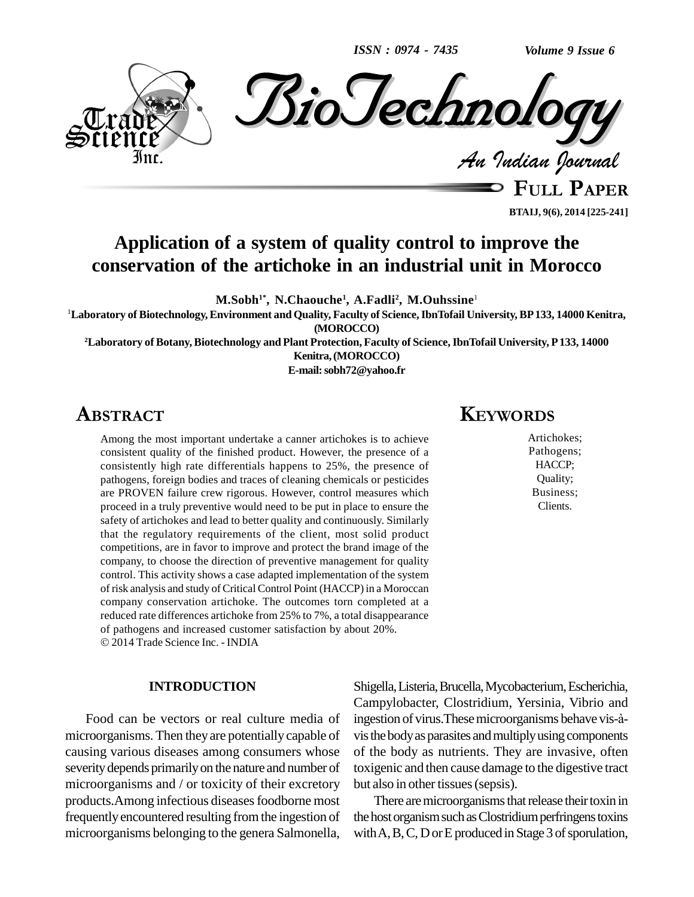# Application of a system of quality control to improve the conservation of the artichoke in an industrial unit in Morocco

**M.Sobh[1*], N.Chaouche[1], A.Fadli[2], M.Ouhssine[1]**

[1]Laboratory of Biotechnology, Environment and Quality, Faculty of Science, IbnTofail University, BP 133, 14000 Kenitra, (MOROCCO)

[2]Laboratory of Botany, Biotechnology and Plant Protection, Faculty of Science, IbnTofail University, P 133, 14000 Kenitra, (MOROCCO)

E-mail: sobh72@yahoo.fr

## ABSTRACT

Among the most important undertake a canner artichokes is to achieve consistent quality of the finished product. However, the presence of a consistently high rate differentials happens to 25%, the presence of pathogens, foreign bodies and traces of cleaning chemicals or pesticides are PROVEN failure crew rigorous. However, control measures which proceed in a truly preventive would need to be put in place to ensure the safety of artichokes and lead to better quality and continuously. Similarly that the regulatory requirements of the client, most solid product competitions, are in favor to improve and protect the brand image of the company, to choose the direction of preventive management for quality control. This activity shows a case adapted implementation of the system of risk analysis and study of Critical Control Point (HACCP) in a Moroccan company conservation artichoke. The outcomes torn completed at a reduced rate differences artichoke from 25% to 7%, a total disappearance of pathogens and increased customer satisfaction by about 20%.

© 2014 Trade Science Inc. - INDIA

## KEYWORDS

Artichokes;
Pathogens;
HACCP;
Quality;
Business;
Clients.

## INTRODUCTION

Food can be vectors or real culture media of microorganisms. Then they are potentially capable of causing various diseases among consumers whose severity depends primarily on the nature and number of microorganisms and / or toxicity of their excretory products.Among infectious diseases foodborne most frequently encountered resulting from the ingestion of microorganisms belonging to the genera Salmonella, Shigella, Listeria, Brucella, Mycobacterium, Escherichia, Campylobacter, Clostridium, Yersinia, Vibrio and ingestion of virus.These microorganisms behave vis-à-vis the body as parasites and multiply using components of the body as nutrients. They are invasive, often toxigenic and then cause damage to the digestive tract but also in other tissues (sepsis).

There are microorganisms that release their toxin in the host organism such as Clostridium perfringens toxins with A, B, C, D or E produced in Stage 3 of sporulation,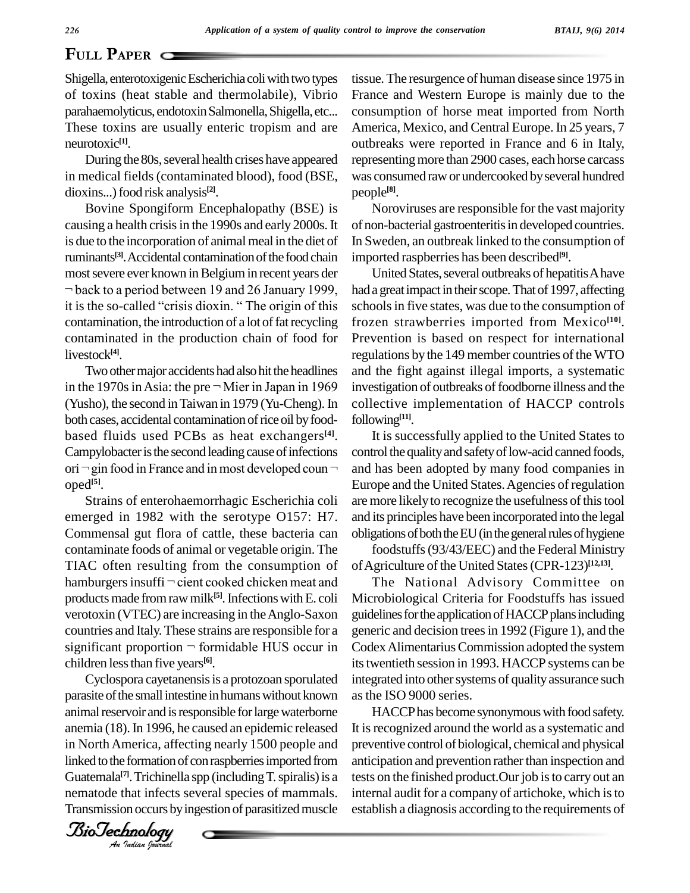Shigella, enterotoxigenic Escherichia coli with two types of toxins (heat stable and thermolabile), Vibrio parahaemolyticus, endotoxin Salmonella, Shigella, etc... These toxins are usually enteric tropism and are neurotoxic[1].

During the 80s, several health crises have appeared in medical fields (contaminated blood), food (BSE, dioxins...) food risk analysis[2].

Bovine Spongiform Encephalopathy (BSE) is causing a health crisis in the 1990s and early 2000s. It is due to the incorporation of animal meal in the diet of ruminants[3]. Accidental contamination of the food chain most severe ever known in Belgium in recent years der ¬ back to a period between 19 and 26 January 1999, it is the so-called "crisis dioxin. " The origin of this contamination, the introduction of a lot of fat recycling contaminated in the production chain of food for livestock[4].

Two other major accidents had also hit the headlines in the 1970s in Asia: the pre ¬ Mier in Japan in 1969 (Yusho), the second in Taiwan in 1979 (Yu-Cheng). In both cases, accidental contamination of rice oil by food-based fluids used PCBs as heat exchangers[4]. Campylobacter is the second leading cause of infections ori ¬ gin food in France and in most developed coun ¬ oped[5].

Strains of enterohaemorrhagic Escherichia coli emerged in 1982 with the serotype O157: H7. Commensal gut flora of cattle, these bacteria can contaminate foods of animal or vegetable origin. The TIAC often resulting from the consumption of hamburgers insuffi ¬ cient cooked chicken meat and products made from raw milk[5]. Infections with E. coli verotoxin (VTEC) are increasing in the Anglo-Saxon countries and Italy. These strains are responsible for a significant proportion ¬ formidable HUS occur in children less than five years[6].

Cyclospora cayetanensis is a protozoan sporulated parasite of the small intestine in humans without known animal reservoir and is responsible for large waterborne anemia (18). In 1996, he caused an epidemic released in North America, affecting nearly 1500 people and linked to the formation of con raspberries imported from Guatemala[7]. Trichinella spp (including T. spiralis) is a nematode that infects several species of mammals. Transmission occurs by ingestion of parasitized muscle tissue. The resurgence of human disease since 1975 in France and Western Europe is mainly due to the consumption of horse meat imported from North America, Mexico, and Central Europe. In 25 years, 7 outbreaks were reported in France and 6 in Italy, representing more than 2900 cases, each horse carcass was consumed raw or undercooked by several hundred people[8].

Noroviruses are responsible for the vast majority of non-bacterial gastroenteritis in developed countries. In Sweden, an outbreak linked to the consumption of imported raspberries has been described[9].

United States, several outbreaks of hepatitis A have had a great impact in their scope. That of 1997, affecting schools in five states, was due to the consumption of frozen strawberries imported from Mexico[10]. Prevention is based on respect for international regulations by the 149 member countries of the WTO and the fight against illegal imports, a systematic investigation of outbreaks of foodborne illness and the collective implementation of HACCP controls following[11].

It is successfully applied to the United States to control the quality and safety of low-acid canned foods, and has been adopted by many food companies in Europe and the United States. Agencies of regulation are more likely to recognize the usefulness of this tool and its principles have been incorporated into the legal obligations of both the EU (in the general rules of hygiene foodstuffs (93/43/EEC) and the Federal Ministry of Agriculture of the United States (CPR-123)[12,13].

The National Advisory Committee on Microbiological Criteria for Foodstuffs has issued guidelines for the application of HACCP plans including generic and decision trees in 1992 (Figure 1), and the Codex Alimentarius Commission adopted the system its twentieth session in 1993. HACCP systems can be integrated into other systems of quality assurance such as the ISO 9000 series.

HACCP has become synonymous with food safety. It is recognized around the world as a systematic and preventive control of biological, chemical and physical anticipation and prevention rather than inspection and tests on the finished product.Our job is to carry out an internal audit for a company of artichoke, which is to establish a diagnosis according to the requirements of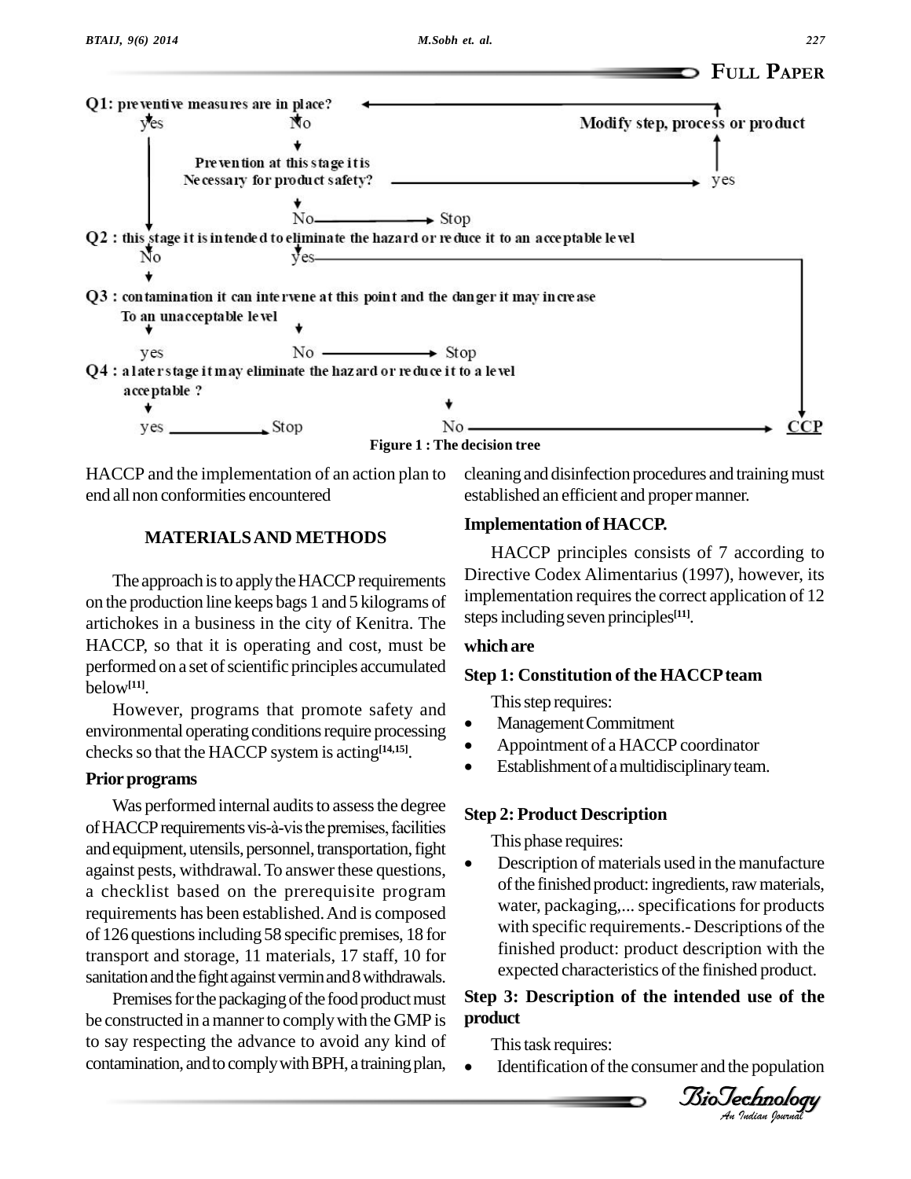Q1: preventive measures are in place?

yes — No — Modify step, process or product

Prevention at this stage it is Necessary for product safety? → yes

No → Stop

Q2 : this stage it is intended to eliminate the hazard or reduce it to an acceptable level

No — yes

Q3 : contamination it can intervene at this point and the danger it may increase To an unacceptable level

yes — No → Stop

Q4 : a later stage it may eliminate the hazard or reduce it to a level acceptable ?

yes → Stop — No → CCP

**Figure 1 : The decision tree**

HACCP and the implementation of an action plan to end all non conformities encountered

## MATERIALS AND METHODS

The approach is to apply the HACCP requirements on the production line keeps bags 1 and 5 kilograms of artichokes in a business in the city of Kenitra. The HACCP, so that it is operating and cost, must be performed on a set of scientific principles accumulated below[11].

However, programs that promote safety and environmental operating conditions require processing checks so that the HACCP system is acting[14,15].

### Prior programs

Was performed internal audits to assess the degree of HACCP requirements vis-à-vis the premises, facilities and equipment, utensils, personnel, transportation, fight against pests, withdrawal. To answer these questions, a checklist based on the prerequisite program requirements has been established. And is composed of 126 questions including 58 specific premises, 18 for transport and storage, 11 materials, 17 staff, 10 for sanitation and the fight against vermin and 8 withdrawals.

Premises for the packaging of the food product must be constructed in a manner to comply with the GMP is to say respecting the advance to avoid any kind of contamination, and to comply with BPH, a training plan, cleaning and disinfection procedures and training must established an efficient and proper manner.

### Implementation of HACCP.

HACCP principles consists of 7 according to Directive Codex Alimentarius (1997), however, its implementation requires the correct application of 12 steps including seven principles[11].

**which are**

### Step 1: Constitution of the HACCP team

This step requires:

- Management Commitment
- Appointment of a HACCP coordinator
- Establishment of a multidisciplinary team.

### Step 2: Product Description

This phase requires:

- Description of materials used in the manufacture of the finished product: ingredients, raw materials, water, packaging,... specifications for products with specific requirements.- Descriptions of the finished product: product description with the expected characteristics of the finished product.

### Step 3: Description of the intended use of the product

This task requires:

- Identification of the consumer and the population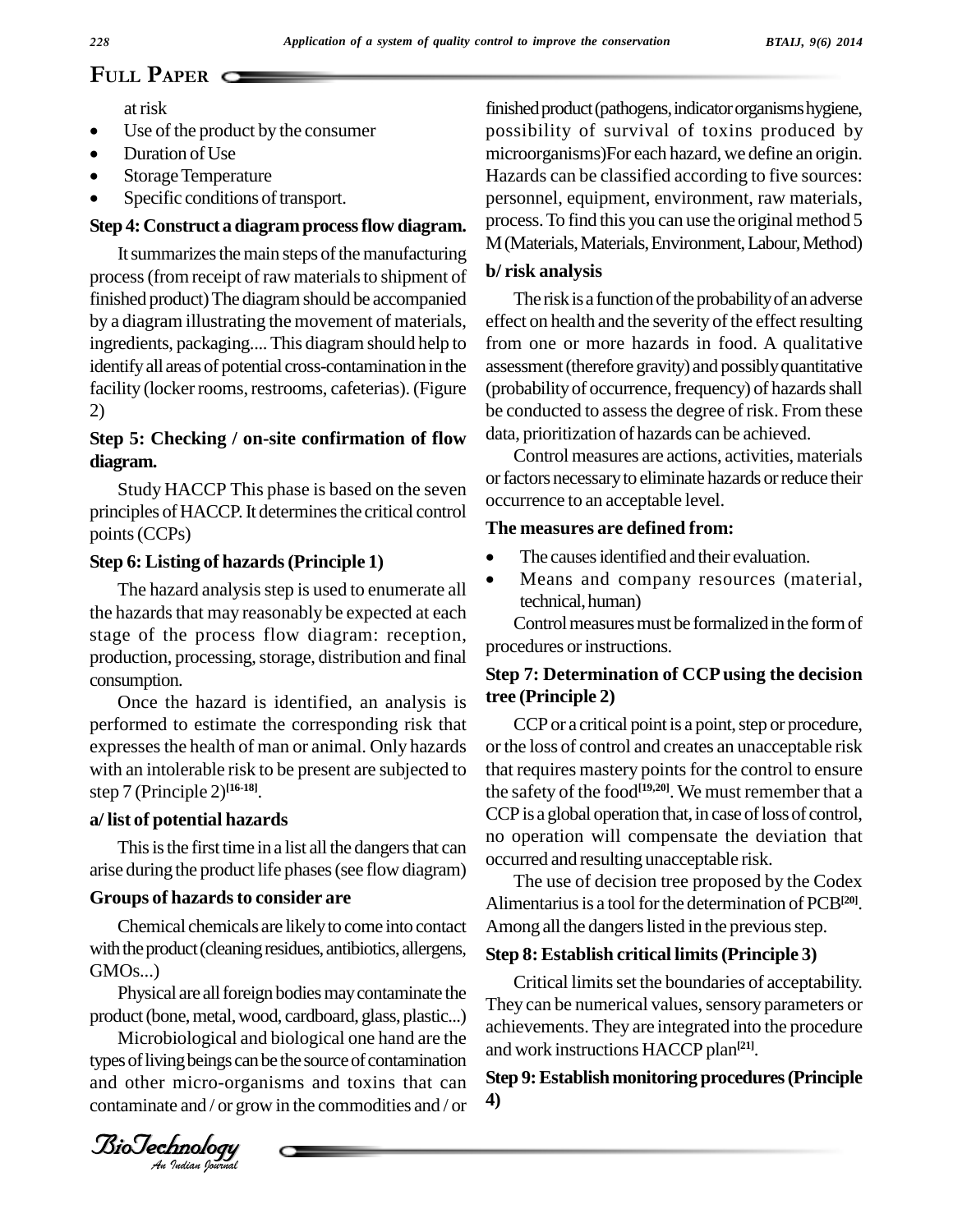at risk

- Use of the product by the consumer
- Duration of Use
- Storage Temperature
- Specific conditions of transport.

**Step 4: Construct a diagram process flow diagram.**

It summarizes the main steps of the manufacturing process (from receipt of raw materials to shipment of finished product) The diagram should be accompanied by a diagram illustrating the movement of materials, ingredients, packaging.... This diagram should help to identify all areas of potential cross-contamination in the facility (locker rooms, restrooms, cafeterias). (Figure 2)

**Step 5: Checking / on-site confirmation of flow diagram.**

Study HACCP This phase is based on the seven principles of HACCP. It determines the critical control points (CCPs)

**Step 6: Listing of hazards (Principle 1)**

The hazard analysis step is used to enumerate all the hazards that may reasonably be expected at each stage of the process flow diagram: reception, production, processing, storage, distribution and final consumption.

Once the hazard is identified, an analysis is performed to estimate the corresponding risk that expresses the health of man or animal. Only hazards with an intolerable risk to be present are subjected to step 7 (Principle 2)[16-18].

**a/ list of potential hazards**

This is the first time in a list all the dangers that can arise during the product life phases (see flow diagram)

**Groups of hazards to consider are**

Chemical chemicals are likely to come into contact with the product (cleaning residues, antibiotics, allergens, GMOs...)

Physical are all foreign bodies may contaminate the product (bone, metal, wood, cardboard, glass, plastic...)

Microbiological and biological one hand are the types of living beings can be the source of contamination and other micro-organisms and toxins that can contaminate and / or grow in the commodities and / or finished product (pathogens, indicator organisms hygiene, possibility of survival of toxins produced by microorganisms)For each hazard, we define an origin. Hazards can be classified according to five sources: personnel, equipment, environment, raw materials, process. To find this you can use the original method 5 M (Materials, Materials, Environment, Labour, Method)

**b/ risk analysis**

The risk is a function of the probability of an adverse effect on health and the severity of the effect resulting from one or more hazards in food. A qualitative assessment (therefore gravity) and possibly quantitative (probability of occurrence, frequency) of hazards shall be conducted to assess the degree of risk. From these data, prioritization of hazards can be achieved.

Control measures are actions, activities, materials or factors necessary to eliminate hazards or reduce their occurrence to an acceptable level.

**The measures are defined from:**

- The causes identified and their evaluation.
- Means and company resources (material, technical, human)

Control measures must be formalized in the form of procedures or instructions.

**Step 7: Determination of CCP using the decision tree (Principle 2)**

CCP or a critical point is a point, step or procedure, or the loss of control and creates an unacceptable risk that requires mastery points for the control to ensure the safety of the food[19,20]. We must remember that a CCP is a global operation that, in case of loss of control, no operation will compensate the deviation that occurred and resulting unacceptable risk.

The use of decision tree proposed by the Codex Alimentarius is a tool for the determination of PCB[20]. Among all the dangers listed in the previous step.

**Step 8: Establish critical limits (Principle 3)**

Critical limits set the boundaries of acceptability. They can be numerical values, sensory parameters or achievements. They are integrated into the procedure and work instructions HACCP plan[21].

**Step 9: Establish monitoring procedures (Principle 4)**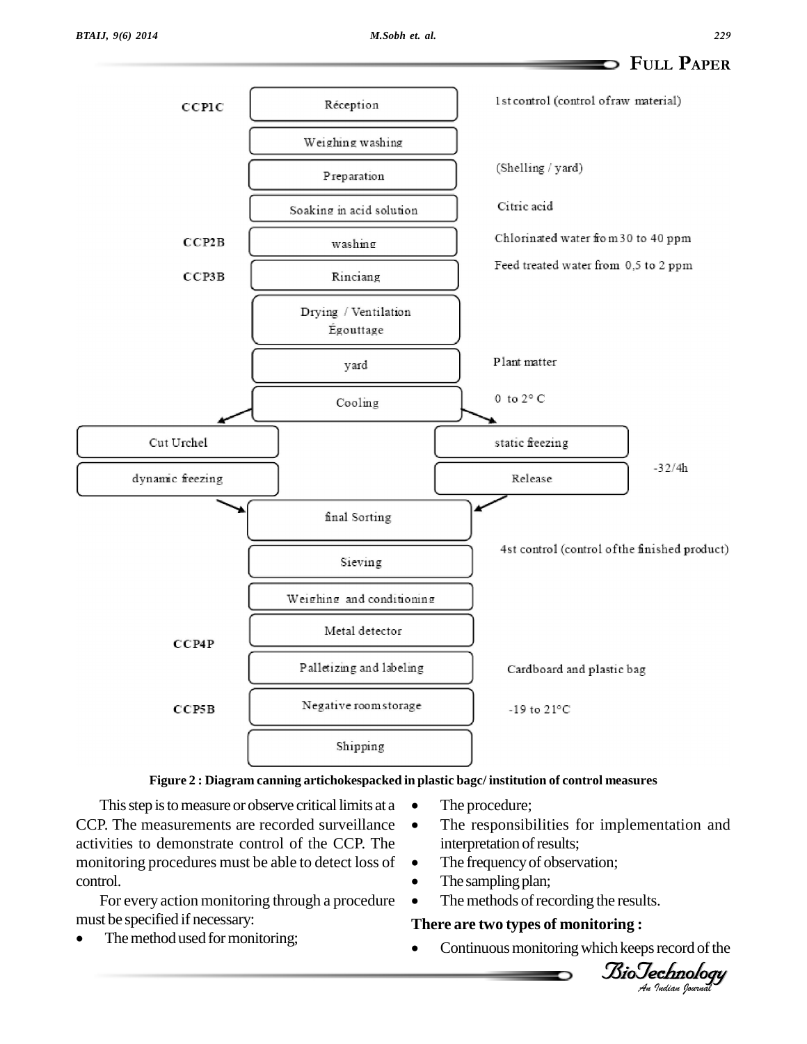| CCP | Step | Control measure |
|---|---|---|
| CCP1C | Réception | 1st control (control ofraw material) |
| | Weighing washing | |
| | Preparation | (Shelling / yard) |
| | Soaking in acid solution | Citric acid |
| CCP2B | washing | Chlorinated water from 30 to 40 ppm |
| CCP3B | Rinciang | Feed treated water from 0,5 to 2 ppm |
| | Drying / Ventilation Égouttage | |
| | yard | Plant matter |
| | Cooling | 0 to 2° C |
| | Cut Urchel → dynamic freezing / static freezing → Release | -32/4h |
| | final Sorting | |
| | Sieving | 4st control (control ofthe finished product) |
| | Weighing and conditioning | |
| CCP4P | Metal detector | |
| | Palletizing and labeling | Cardboard and plastic bag |
| CCP5B | Negative room storage | -19 to 21°C |
| | Shipping | |

**Figure 2 : Diagram canning artichokespacked in plastic bagc/ institution of control measures**

This step is to measure or observe critical limits at a CCP. The measurements are recorded surveillance activities to demonstrate control of the CCP. The monitoring procedures must be able to detect loss of control.

For every action monitoring through a procedure must be specified if necessary:

- The method used for monitoring;
- The procedure;
- The responsibilities for implementation and interpretation of results;
- The frequency of observation;
- The sampling plan;
- The methods of recording the results.

**There are two types of monitoring :**

- Continuous monitoring which keeps record of the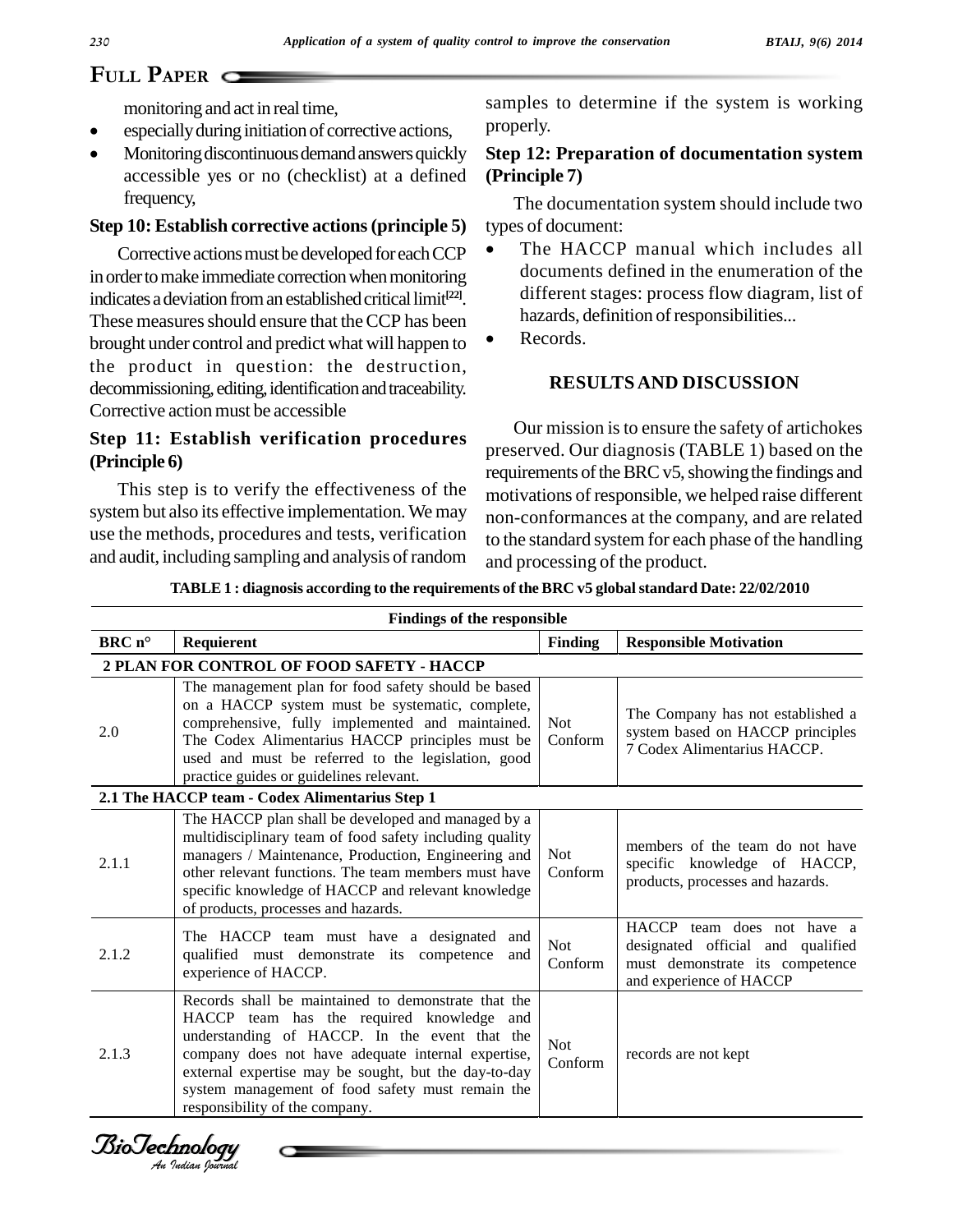monitoring and act in real time,

- especially during initiation of corrective actions,
- Monitoring discontinuous demand answers quickly accessible yes or no (checklist) at a defined frequency,

### Step 10: Establish corrective actions (principle 5)

Corrective actions must be developed for each CCP in order to make immediate correction when monitoring indicates a deviation from an established critical limit[22]. These measures should ensure that the CCP has been brought under control and predict what will happen to the product in question: the destruction, decommissioning, editing, identification and traceability. Corrective action must be accessible

### Step 11: Establish verification procedures (Principle 6)

This step is to verify the effectiveness of the system but also its effective implementation. We may use the methods, procedures and tests, verification and audit, including sampling and analysis of random samples to determine if the system is working properly.

### Step 12: Preparation of documentation system (Principle 7)

The documentation system should include two types of document:

- The HACCP manual which includes all documents defined in the enumeration of the different stages: process flow diagram, list of hazards, definition of responsibilities...
- Records.

## RESULTS AND DISCUSSION

Our mission is to ensure the safety of artichokes preserved. Our diagnosis (TABLE 1) based on the requirements of the BRC v5, showing the findings and motivations of responsible, we helped raise different non-conformances at the company, and are related to the standard system for each phase of the handling and processing of the product.

**TABLE 1 : diagnosis according to the requirements of the BRC v5 global standard Date: 22/02/2010**

| Findings of the responsible | | | |
|---|---|---|---|
| **BRC n°** | **Requierent** | **Finding** | **Responsible Motivation** |
| **2 PLAN FOR CONTROL OF FOOD SAFETY - HACCP** | | | |
| 2.0 | The management plan for food safety should be based on a HACCP system must be systematic, complete, comprehensive, fully implemented and maintained. The Codex Alimentarius HACCP principles must be used and must be referred to the legislation, good practice guides or guidelines relevant. | Not Conform | The Company has not established a system based on HACCP principles 7 Codex Alimentarius HACCP. |
| **2.1 The HACCP team - Codex Alimentarius Step 1** | | | |
| 2.1.1 | The HACCP plan shall be developed and managed by a multidisciplinary team of food safety including quality managers / Maintenance, Production, Engineering and other relevant functions. The team members must have specific knowledge of HACCP and relevant knowledge of products, processes and hazards. | Not Conform | members of the team do not have specific knowledge of HACCP, products, processes and hazards. |
| 2.1.2 | The HACCP team must have a designated and qualified must demonstrate its competence and experience of HACCP. | Not Conform | HACCP team does not have a designated official and qualified must demonstrate its competence and experience of HACCP |
| 2.1.3 | Records shall be maintained to demonstrate that the HACCP team has the required knowledge and understanding of HACCP. In the event that the company does not have adequate internal expertise, external expertise may be sought, but the day-to-day system management of food safety must remain the responsibility of the company. | Not Conform | records are not kept |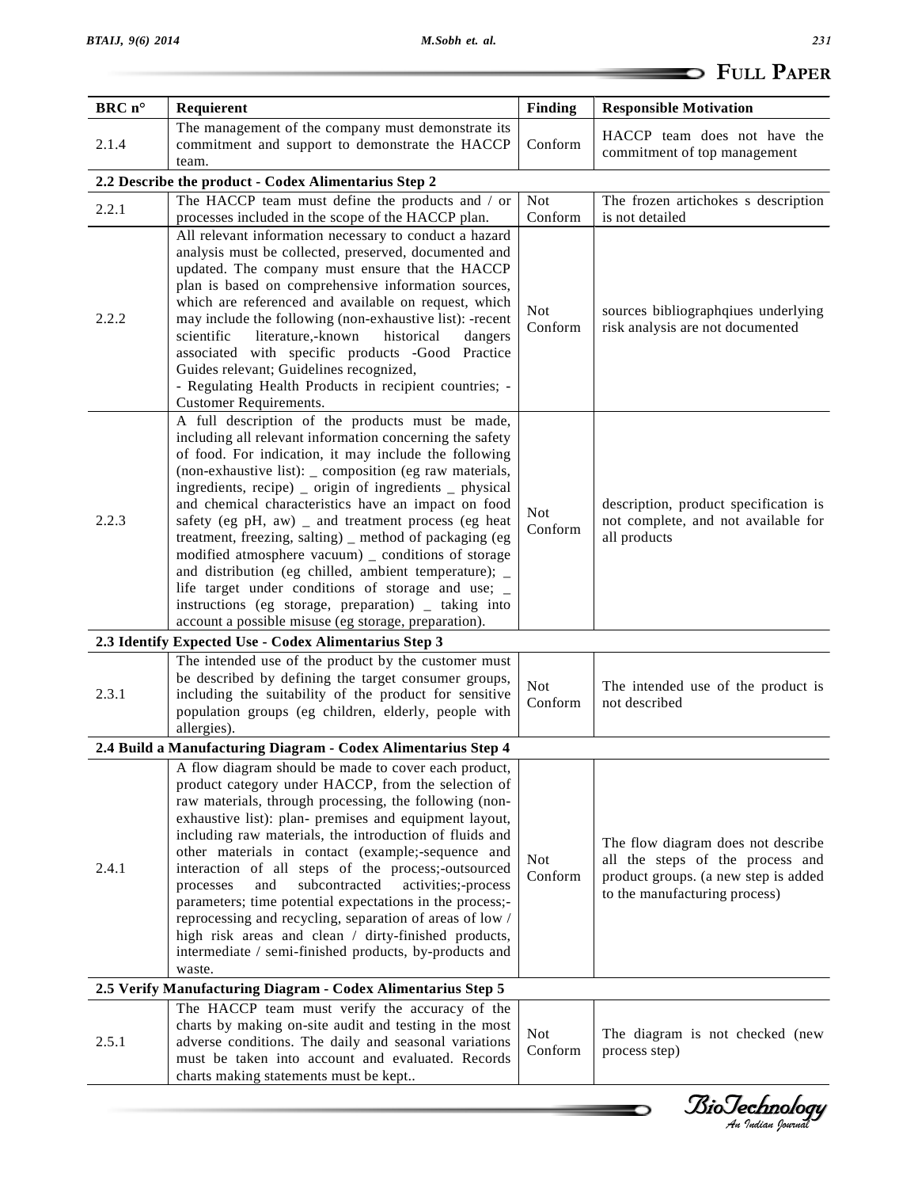| BRC n° | Requierent | Finding | Responsible Motivation |
|---|---|---|---|
| 2.1.4 | The management of the company must demonstrate its commitment and support to demonstrate the HACCP team. | Conform | HACCP team does not have the commitment of top management |
| **2.2 Describe the product - Codex Alimentarius Step 2** | | | |
| 2.2.1 | The HACCP team must define the products and / or processes included in the scope of the HACCP plan. | Not Conform | The frozen artichokes s description is not detailed |
| 2.2.2 | All relevant information necessary to conduct a hazard analysis must be collected, preserved, documented and updated. The company must ensure that the HACCP plan is based on comprehensive information sources, which are referenced and available on request, which may include the following (non-exhaustive list): -recent scientific literature,-known historical dangers associated with specific products -Good Practice Guides relevant; Guidelines recognized, - Regulating Health Products in recipient countries; - Customer Requirements. | Not Conform | sources bibliographqiues underlying risk analysis are not documented |
| 2.2.3 | A full description of the products must be made, including all relevant information concerning the safety of food. For indication, it may include the following (non-exhaustive list): _ composition (eg raw materials, ingredients, recipe) _ origin of ingredients _ physical and chemical characteristics have an impact on food safety (eg pH, aw) _ and treatment process (eg heat treatment, freezing, salting) _ method of packaging (eg modified atmosphere vacuum) _ conditions of storage and distribution (eg chilled, ambient temperature); _ life target under conditions of storage and use; _ instructions (eg storage, preparation) _ taking into account a possible misuse (eg storage, preparation). | Not Conform | description, product specification is not complete, and not available for all products |
| **2.3 Identify Expected Use - Codex Alimentarius Step 3** | | | |
| 2.3.1 | The intended use of the product by the customer must be described by defining the target consumer groups, including the suitability of the product for sensitive population groups (eg children, elderly, people with allergies). | Not Conform | The intended use of the product is not described |
| **2.4 Build a Manufacturing Diagram - Codex Alimentarius Step 4** | | | |
| 2.4.1 | A flow diagram should be made to cover each product, product category under HACCP, from the selection of raw materials, through processing, the following (non-exhaustive list): plan- premises and equipment layout, including raw materials, the introduction of fluids and other materials in contact (example;-sequence and interaction of all steps of the process;-outsourced processes and subcontracted activities;-process parameters; time potential expectations in the process;-reprocessing and recycling, separation of areas of low / high risk areas and clean / dirty-finished products, intermediate / semi-finished products, by-products and waste. | Not Conform | The flow diagram does not describe all the steps of the process and product groups. (a new step is added to the manufacturing process) |
| **2.5 Verify Manufacturing Diagram - Codex Alimentarius Step 5** | | | |
| 2.5.1 | The HACCP team must verify the accuracy of the charts by making on-site audit and testing in the most adverse conditions. The daily and seasonal variations must be taken into account and evaluated. Records charts making statements must be kept.. | Not Conform | The diagram is not checked (new process step) |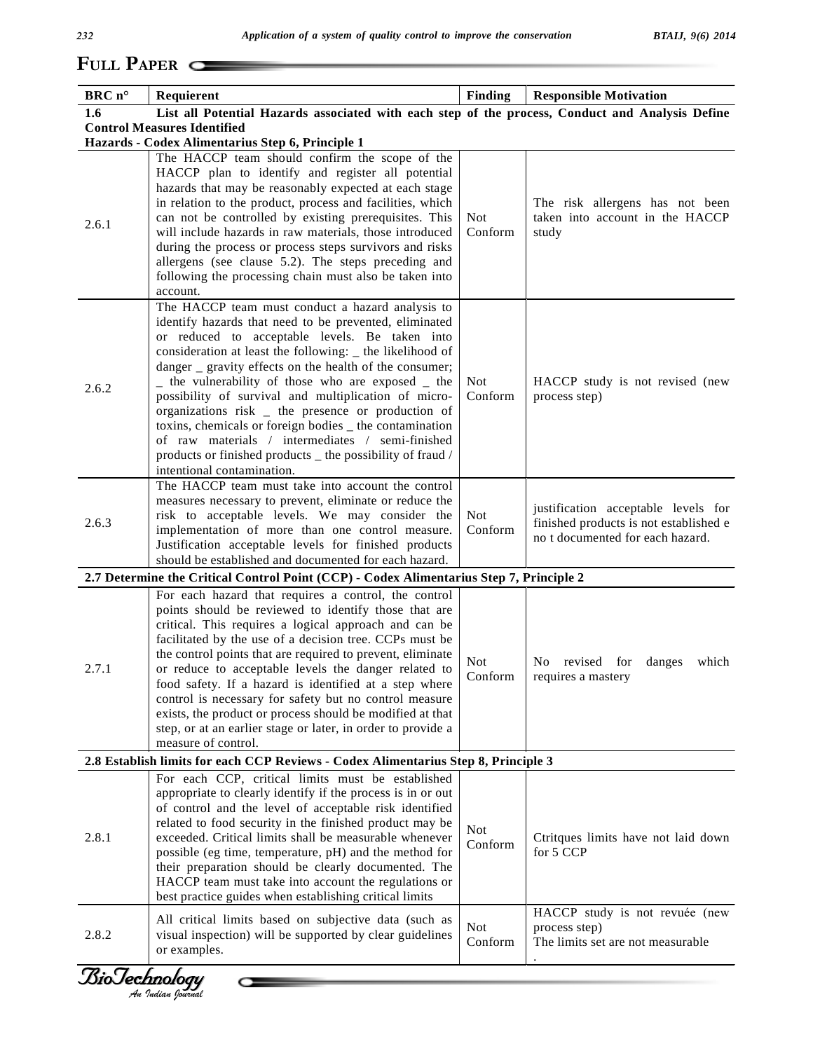| BRC n° | Requierent | Finding | Responsible Motivation |
|---|---|---|---|
| **1.6** | **List all Potential Hazards associated with each step of the process, Conduct and Analysis Define Control Measures Identified Hazards - Codex Alimentarius Step 6, Principle 1** | | |
| 2.6.1 | The HACCP team should confirm the scope of the HACCP plan to identify and register all potential hazards that may be reasonably expected at each stage in relation to the product, process and facilities, which can not be controlled by existing prerequisites. This will include hazards in raw materials, those introduced during the process or process steps survivors and risks allergens (see clause 5.2). The steps preceding and following the processing chain must also be taken into account. | Not Conform | The risk allergens has not been taken into account in the HACCP study |
| 2.6.2 | The HACCP team must conduct a hazard analysis to identify hazards that need to be prevented, eliminated or reduced to acceptable levels. Be taken into consideration at least the following: _ the likelihood of danger _ gravity effects on the health of the consumer; _ the vulnerability of those who are exposed _ the possibility of survival and multiplication of micro-organizations risk _ the presence or production of toxins, chemicals or foreign bodies _ the contamination of raw materials / intermediates / semi-finished products or finished products _ the possibility of fraud / intentional contamination. | Not Conform | HACCP study is not revised (new process step) |
| 2.6.3 | The HACCP team must take into account the control measures necessary to prevent, eliminate or reduce the risk to acceptable levels. We may consider the implementation of more than one control measure. Justification acceptable levels for finished products should be established and documented for each hazard. | Not Conform | justification acceptable levels for finished products is not established e no t documented for each hazard. |
| **2.7 Determine the Critical Control Point (CCP) - Codex Alimentarius Step 7, Principle 2** | | | |
| 2.7.1 | For each hazard that requires a control, the control points should be reviewed to identify those that are critical. This requires a logical approach and can be facilitated by the use of a decision tree. CCPs must be the control points that are required to prevent, eliminate or reduce to acceptable levels the danger related to food safety. If a hazard is identified at a step where control is necessary for safety but no control measure exists, the product or process should be modified at that step, or at an earlier stage or later, in order to provide a measure of control. | Not Conform | No revised for danges which requires a mastery |
| **2.8 Establish limits for each CCP Reviews - Codex Alimentarius Step 8, Principle 3** | | | |
| 2.8.1 | For each CCP, critical limits must be established appropriate to clearly identify if the process is in or out of control and the level of acceptable risk identified related to food security in the finished product may be exceeded. Critical limits shall be measurable whenever possible (eg time, temperature, pH) and the method for their preparation should be clearly documented. The HACCP team must take into account the regulations or best practice guides when establishing critical limits | Not Conform | Ctritques limits have not laid down for 5 CCP |
| 2.8.2 | All critical limits based on subjective data (such as visual inspection) will be supported by clear guidelines or examples. | Not Conform | HACCP study is not revuée (new process step) The limits set are not measurable . |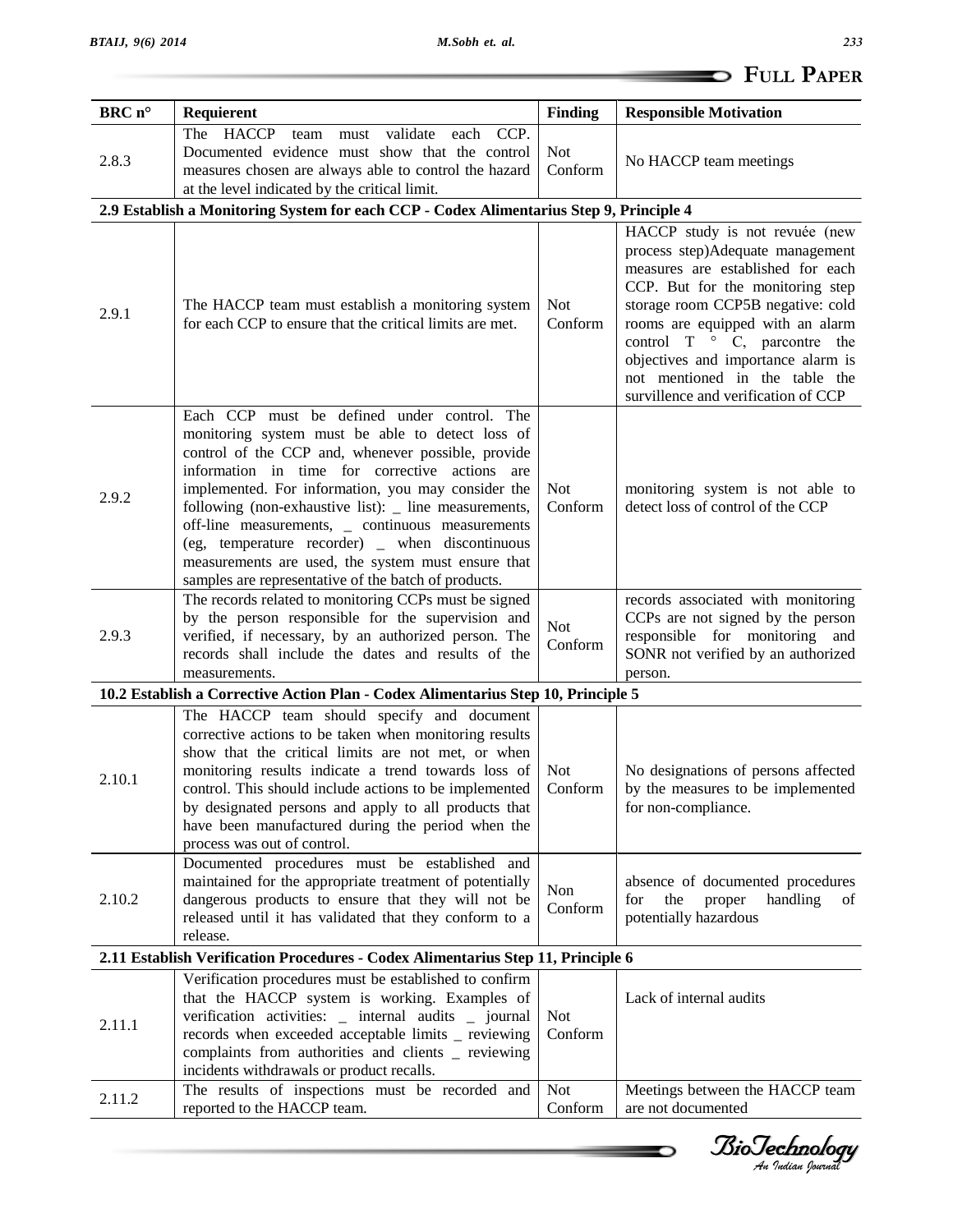| BRC n° | Requierent | Finding | Responsible Motivation |
| --- | --- | --- | --- |
| 2.8.3 | The HACCP team must validate each CCP. Documented evidence must show that the control measures chosen are always able to control the hazard at the level indicated by the critical limit. | Not Conform | No HACCP team meetings |
| **2.9 Establish a Monitoring System for each CCP - Codex Alimentarius Step 9, Principle 4** | | | |
| 2.9.1 | The HACCP team must establish a monitoring system for each CCP to ensure that the critical limits are met. | Not Conform | HACCP study is not revuée (new process step)Adequate management measures are established for each CCP. But for the monitoring step storage room CCP5B negative: cold rooms are equipped with an alarm control T ° C, parcontre the objectives and importance alarm is not mentioned in the table the survillence and verification of CCP |
| 2.9.2 | Each CCP must be defined under control. The monitoring system must be able to detect loss of control of the CCP and, whenever possible, provide information in time for corrective actions are implemented. For information, you may consider the following (non-exhaustive list): _ line measurements, off-line measurements, _ continuous measurements (eg, temperature recorder) _ when discontinuous measurements are used, the system must ensure that samples are representative of the batch of products. | Not Conform | monitoring system is not able to detect loss of control of the CCP |
| 2.9.3 | The records related to monitoring CCPs must be signed by the person responsible for the supervision and verified, if necessary, by an authorized person. The records shall include the dates and results of the measurements. | Not Conform | records associated with monitoring CCPs are not signed by the person responsible for monitoring and SONR not verified by an authorized person. |
| **10.2 Establish a Corrective Action Plan - Codex Alimentarius Step 10, Principle 5** | | | |
| 2.10.1 | The HACCP team should specify and document corrective actions to be taken when monitoring results show that the critical limits are not met, or when monitoring results indicate a trend towards loss of control. This should include actions to be implemented by designated persons and apply to all products that have been manufactured during the period when the process was out of control. | Not Conform | No designations of persons affected by the measures to be implemented for non-compliance. |
| 2.10.2 | Documented procedures must be established and maintained for the appropriate treatment of potentially dangerous products to ensure that they will not be released until it has validated that they conform to a release. | Non Conform | absence of documented procedures for the proper handling of potentially hazardous |
| **2.11 Establish Verification Procedures - Codex Alimentarius Step 11, Principle 6** | | | |
| 2.11.1 | Verification procedures must be established to confirm that the HACCP system is working. Examples of verification activities: _ internal audits _ journal records when exceeded acceptable limits _ reviewing complaints from authorities and clients _ reviewing incidents withdrawals or product recalls. | Not Conform | Lack of internal audits |
| 2.11.2 | The results of inspections must be recorded and reported to the HACCP team. | Not Conform | Meetings between the HACCP team are not documented |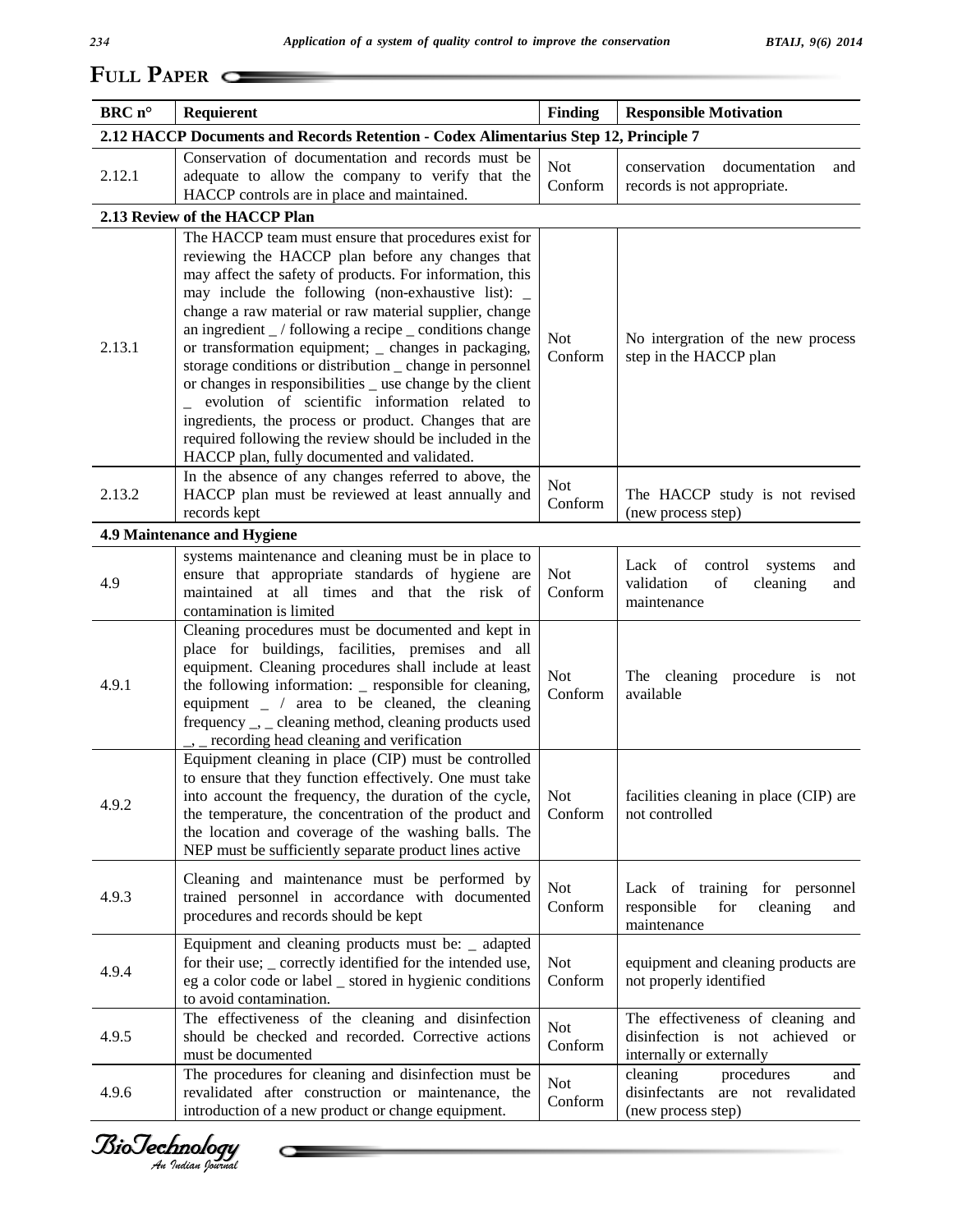## FULL PAPER

| BRC n° | Requierent | Finding | Responsible Motivation |
|---|---|---|---|
| **2.12 HACCP Documents and Records Retention - Codex Alimentarius Step 12, Principle 7** | | | |
| 2.12.1 | Conservation of documentation and records must be adequate to allow the company to verify that the HACCP controls are in place and maintained. | Not Conform | conservation documentation and records is not appropriate. |
| **2.13 Review of the HACCP Plan** | | | |
| 2.13.1 | The HACCP team must ensure that procedures exist for reviewing the HACCP plan before any changes that may affect the safety of products. For information, this may include the following (non-exhaustive list): _ change a raw material or raw material supplier, change an ingredient _ / following a recipe _ conditions change or transformation equipment; _ changes in packaging, storage conditions or distribution _ change in personnel or changes in responsibilities _ use change by the client _ evolution of scientific information related to ingredients, the process or product. Changes that are required following the review should be included in the HACCP plan, fully documented and validated. | Not Conform | No intergration of the new process step in the HACCP plan |
| 2.13.2 | In the absence of any changes referred to above, the HACCP plan must be reviewed at least annually and records kept | Not Conform | The HACCP study is not revised (new process step) |
| **4.9 Maintenance and Hygiene** | | | |
| 4.9 | systems maintenance and cleaning must be in place to ensure that appropriate standards of hygiene are maintained at all times and that the risk of contamination is limited | Not Conform | Lack of control systems and validation of cleaning and maintenance |
| 4.9.1 | Cleaning procedures must be documented and kept in place for buildings, facilities, premises and all equipment. Cleaning procedures shall include at least the following information: _ responsible for cleaning, equipment _ / area to be cleaned, the cleaning frequency _, _ cleaning method, cleaning products used _, _ recording head cleaning and verification | Not Conform | The cleaning procedure is not available |
| 4.9.2 | Equipment cleaning in place (CIP) must be controlled to ensure that they function effectively. One must take into account the frequency, the duration of the cycle, the temperature, the concentration of the product and the location and coverage of the washing balls. The NEP must be sufficiently separate product lines active | Not Conform | facilities cleaning in place (CIP) are not controlled |
| 4.9.3 | Cleaning and maintenance must be performed by trained personnel in accordance with documented procedures and records should be kept | Not Conform | Lack of training for personnel responsible for cleaning and maintenance |
| 4.9.4 | Equipment and cleaning products must be: _ adapted for their use; _ correctly identified for the intended use, eg a color code or label _ stored in hygienic conditions to avoid contamination. | Not Conform | equipment and cleaning products are not properly identified |
| 4.9.5 | The effectiveness of the cleaning and disinfection should be checked and recorded. Corrective actions must be documented | Not Conform | The effectiveness of cleaning and disinfection is not achieved or internally or externally |
| 4.9.6 | The procedures for cleaning and disinfection must be revalidated after construction or maintenance, the introduction of a new product or change equipment. | Not Conform | cleaning procedures and disinfectants are not revalidated (new process step) |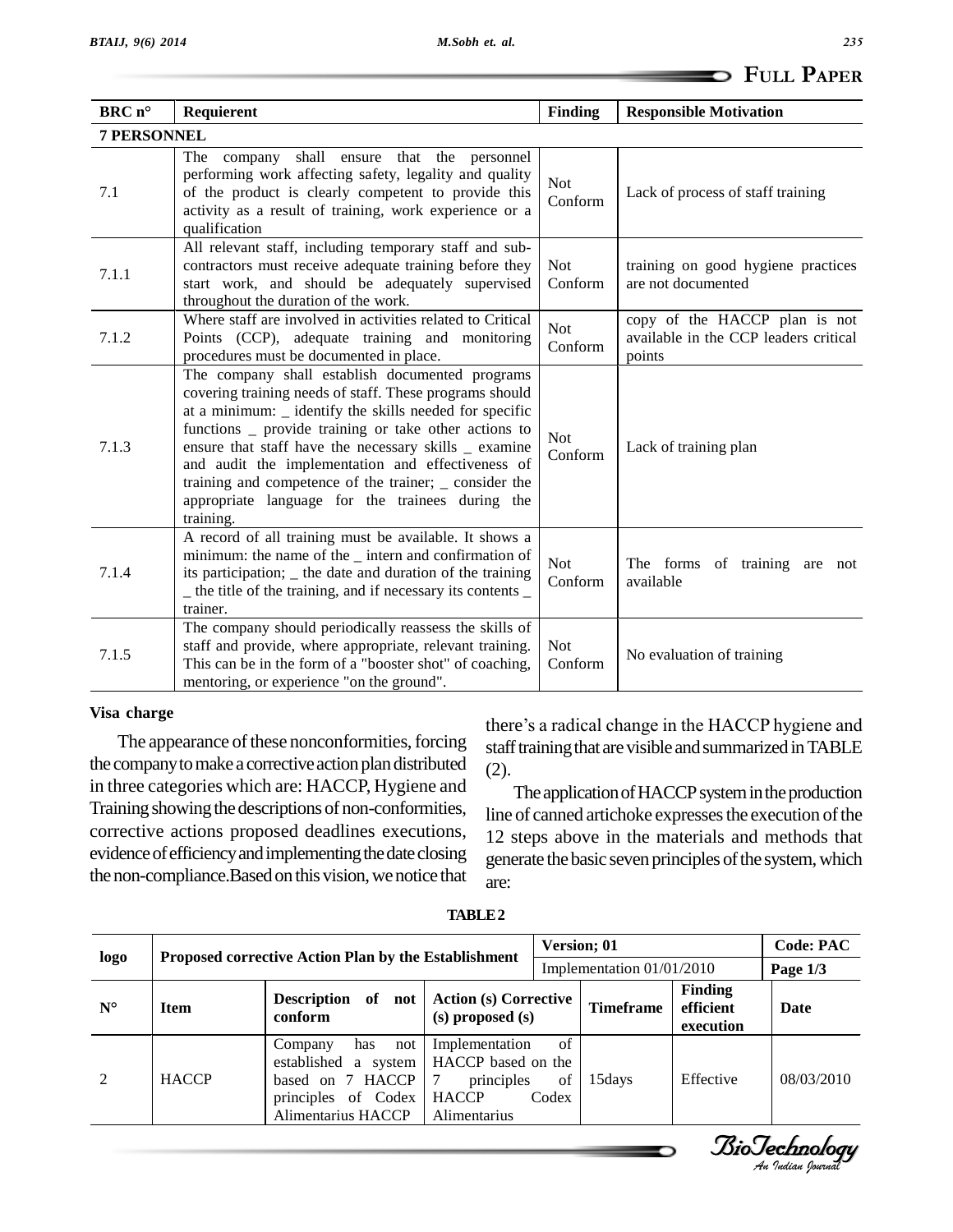| BRC n° | Requierent | Finding | Responsible Motivation |
|---|---|---|---|
| **7 PERSONNEL** | | | |
| 7.1 | The company shall ensure that the personnel performing work affecting safety, legality and quality of the product is clearly competent to provide this activity as a result of training, work experience or a qualification | Not Conform | Lack of process of staff training |
| 7.1.1 | All relevant staff, including temporary staff and sub-contractors must receive adequate training before they start work, and should be adequately supervised throughout the duration of the work. | Not Conform | training on good hygiene practices are not documented |
| 7.1.2 | Where staff are involved in activities related to Critical Points (CCP), adequate training and monitoring procedures must be documented in place. | Not Conform | copy of the HACCP plan is not available in the CCP leaders critical points |
| 7.1.3 | The company shall establish documented programs covering training needs of staff. These programs should at a minimum: _ identify the skills needed for specific functions _ provide training or take other actions to ensure that staff have the necessary skills _ examine and audit the implementation and effectiveness of training and competence of the trainer; _ consider the appropriate language for the trainees during the training. | Not Conform | Lack of training plan |
| 7.1.4 | A record of all training must be available. It shows a minimum: the name of the _ intern and confirmation of its participation; _ the date and duration of the training _ the title of the training, and if necessary its contents _ trainer. | Not Conform | The forms of training are not available |
| 7.1.5 | The company should periodically reassess the skills of staff and provide, where appropriate, relevant training. This can be in the form of a "booster shot" of coaching, mentoring, or experience "on the ground". | Not Conform | No evaluation of training |

**Visa charge**

The appearance of these nonconformities, forcing the company to make a corrective action plan distributed in three categories which are: HACCP, Hygiene and Training showing the descriptions of non-conformities, corrective actions proposed deadlines executions, evidence of efficiency and implementing the date closing the non-compliance.Based on this vision, we notice that there's a radical change in the HACCP hygiene and staff training that are visible and summarized in TABLE (2).

The application of HACCP system in the production line of canned artichoke expresses the execution of the 12 steps above in the materials and methods that generate the basic seven principles of the system, which are:

**TABLE 2**

| logo | Proposed corrective Action Plan by the Establishment | | | Version; 01 | | Code: PAC |
|---|---|---|---|---|---|---|
| | | | | Implementation 01/01/2010 | | Page 1/3 |
| N° | Item | Description of not conform | Action (s) Corrective (s) proposed (s) | Timeframe | Finding efficient execution | Date |
| 2 | HACCP | Company has not established a system based on 7 HACCP principles of Codex Alimentarius HACCP | Implementation of HACCP based on the 7 principles of HACCP Codex Alimentarius | 15days | Effective | 08/03/2010 |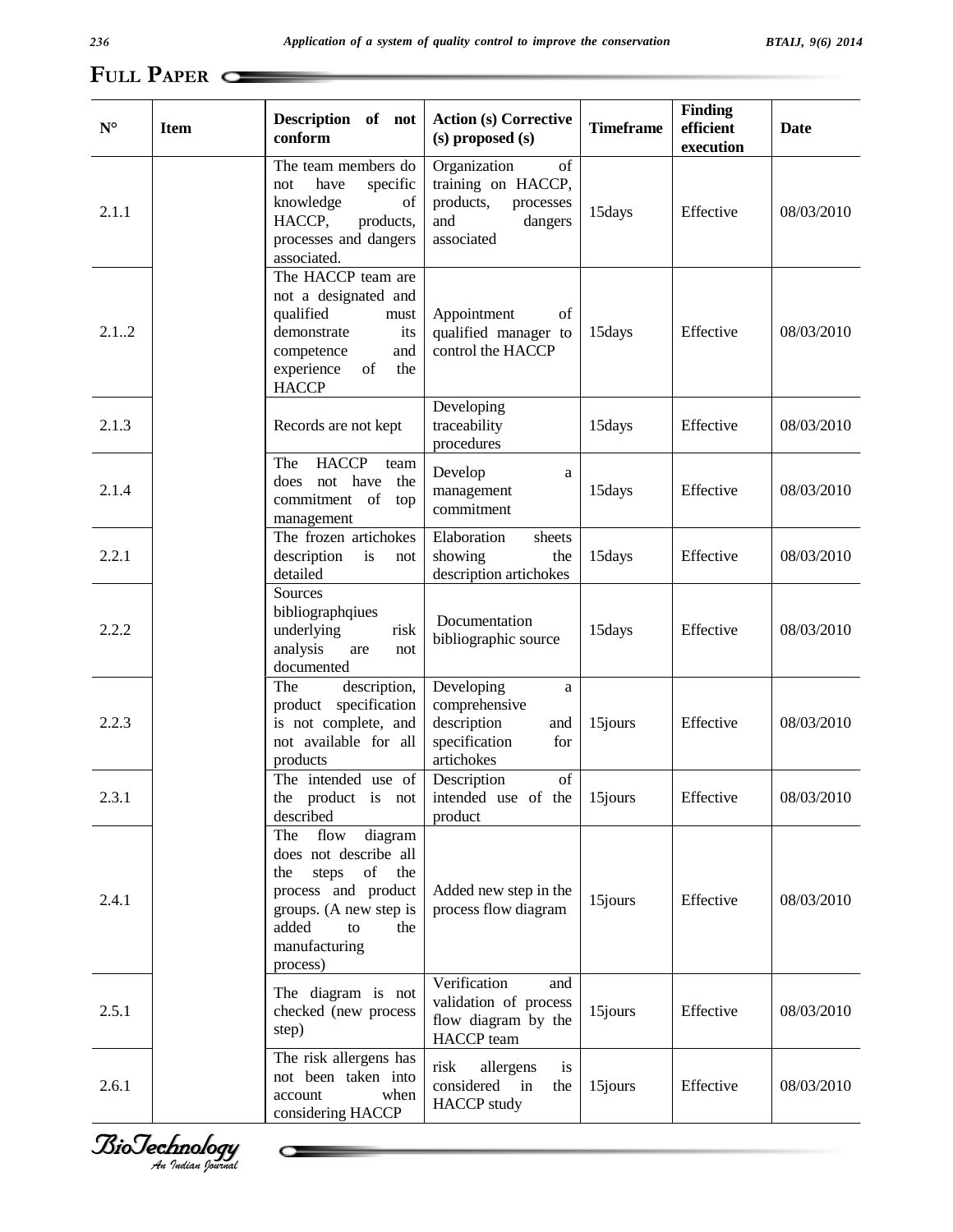| N° | Item | Description of not conform | Action (s) Corrective (s) proposed (s) | Timeframe | Finding efficient execution | Date |
|---|---|---|---|---|---|---|
| 2.1.1 | | The team members do not have specific knowledge of HACCP, products, processes and dangers associated. | Organization of training on HACCP, products, processes and dangers associated | 15days | Effective | 08/03/2010 |
| 2.1..2 | | The HACCP team are not a designated and qualified must demonstrate its competence and experience of the HACCP | Appointment of qualified manager to control the HACCP | 15days | Effective | 08/03/2010 |
| 2.1.3 | | Records are not kept | Developing traceability procedures | 15days | Effective | 08/03/2010 |
| 2.1.4 | | The HACCP team does not have the commitment of top management | Develop a management commitment | 15days | Effective | 08/03/2010 |
| 2.2.1 | | The frozen artichokes description is not detailed | Elaboration sheets showing the description artichokes | 15days | Effective | 08/03/2010 |
| 2.2.2 | | Sources bibliographqiues underlying risk analysis are not documented | Documentation bibliographic source | 15days | Effective | 08/03/2010 |
| 2.2.3 | | The description, product specification is not complete, and not available for all products | Developing a comprehensive description and specification for artichokes | 15jours | Effective | 08/03/2010 |
| 2.3.1 | | The intended use of the product is not described | Description of intended use of the product | 15jours | Effective | 08/03/2010 |
| 2.4.1 | | The flow diagram does not describe all the steps of the process and product groups. (A new step is added to the manufacturing process) | Added new step in the process flow diagram | 15jours | Effective | 08/03/2010 |
| 2.5.1 | | The diagram is not checked (new process step) | Verification and validation of process flow diagram by the HACCP team | 15jours | Effective | 08/03/2010 |
| 2.6.1 | | The risk allergens has not been taken into account when considering HACCP | risk allergens is considered in the HACCP study | 15jours | Effective | 08/03/2010 |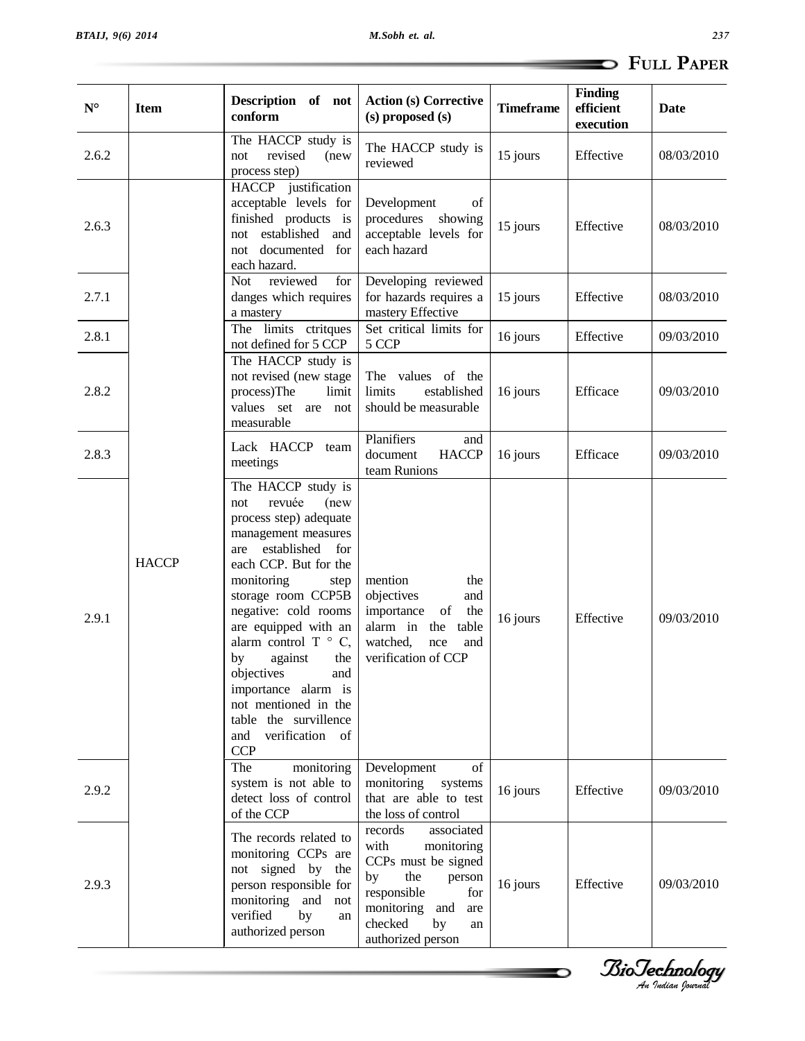| N° | Item | Description of not conform | Action (s) Corrective (s) proposed (s) | Timeframe | Finding efficient execution | Date |
|---|---|---|---|---|---|---|
| 2.6.2 | | The HACCP study is not revised (new process step) | The HACCP study is reviewed | 15 jours | Effective | 08/03/2010 |
| 2.6.3 | | HACCP justification acceptable levels for finished products is not established and not documented for each hazard. | Development of procedures showing acceptable levels for each hazard | 15 jours | Effective | 08/03/2010 |
| 2.7.1 | | Not reviewed for danges which requires a mastery | Developing reviewed for hazards requires a mastery Effective | 15 jours | Effective | 08/03/2010 |
| 2.8.1 | | The limits ctritques not defined for 5 CCP | Set critical limits for 5 CCP | 16 jours | Effective | 09/03/2010 |
| 2.8.2 | | The HACCP study is not revised (new stage process)The limit values set are not measurable | The values of the limits established should be measurable | 16 jours | Efficace | 09/03/2010 |
| 2.8.3 | | Lack HACCP team meetings | Planifiers and document HACCP team Runions | 16 jours | Efficace | 09/03/2010 |
| 2.9.1 | HACCP | The HACCP study is not revuée (new process step) adequate management measures are established for each CCP. But for the monitoring step storage room CCP5B negative: cold rooms are equipped with an alarm control T ° C, by against the objectives and importance alarm is not mentioned in the table the survillence and verification of CCP | mention the objectives and importance of the alarm in the table watched, nce and verification of CCP | 16 jours | Effective | 09/03/2010 |
| 2.9.2 | | The monitoring system is not able to detect loss of control of the CCP | Development of monitoring systems that are able to test the loss of control | 16 jours | Effective | 09/03/2010 |
| 2.9.3 | | The records related to monitoring CCPs are not signed by the person responsible for monitoring and not verified by an authorized person | records associated with monitoring CCPs must be signed by the person responsible for monitoring and are checked by an authorized person | 16 jours | Effective | 09/03/2010 |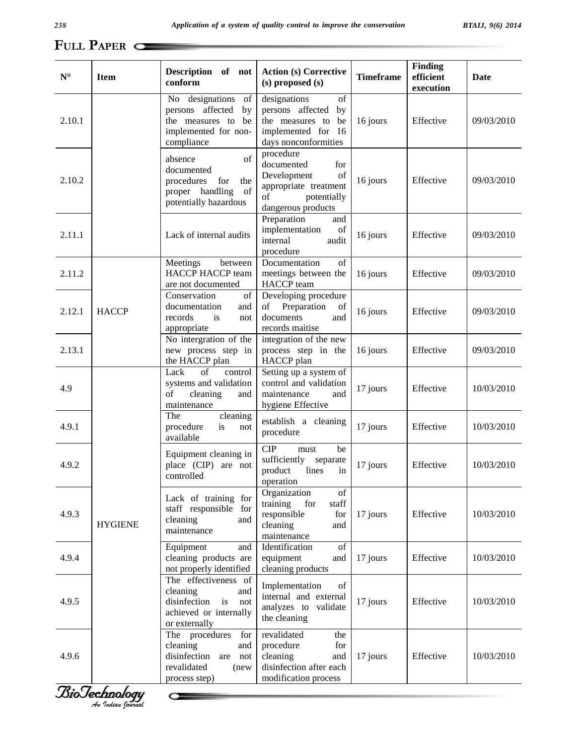| N° | Item | Description of not conform | Action (s) Corrective (s) proposed (s) | Timeframe | Finding efficient execution | Date |
|---|---|---|---|---|---|---|
| 2.10.1 | | No designations of persons affected by the measures to be implemented for non-compliance | designations of persons affected by the measures to be implemented for 16 days nonconformities | 16 jours | Effective | 09/03/2010 |
| 2.10.2 | | absence of documented procedures for the proper handling of potentially hazardous | procedure documented for Development of appropriate treatment of potentially dangerous products | 16 jours | Effective | 09/03/2010 |
| 2.11.1 | | Lack of internal audits | Preparation and implementation of internal audit procedure | 16 jours | Effective | 09/03/2010 |
| 2.11.2 | HACCP | Meetings between HACCP HACCP team are not documented | Documentation of meetings between the HACCP team | 16 jours | Effective | 09/03/2010 |
| 2.12.1 | | Conservation of documentation and records is not appropriate | Developing procedure of Preparation of documents and records maitise | 16 jours | Effective | 09/03/2010 |
| 2.13.1 | | No intergration of the new process step in the HACCP plan | integration of the new process step in the HACCP plan | 16 jours | Effective | 09/03/2010 |
| 4.9 | | Lack of control systems and validation of cleaning and maintenance | Setting up a system of control and validation maintenance and hygiene Effective | 17 jours | Effective | 10/03/2010 |
| 4.9.1 | | The cleaning procedure is not available | establish a cleaning procedure | 17 jours | Effective | 10/03/2010 |
| 4.9.2 | | Equipment cleaning in place (CIP) are not controlled | CIP must be sufficiently separate product lines in operation | 17 jours | Effective | 10/03/2010 |
| 4.9.3 | HYGIENE | Lack of training for staff responsible for cleaning and maintenance | Organization of training for staff responsible for cleaning and maintenance | 17 jours | Effective | 10/03/2010 |
| 4.9.4 | | Equipment and cleaning products are not properly identified | Identification of equipment and cleaning products | 17 jours | Effective | 10/03/2010 |
| 4.9.5 | | The effectiveness of cleaning and disinfection is not achieved or internally or externally | Implementation of internal and external analyzes to validate the cleaning | 17 jours | Effective | 10/03/2010 |
| 4.9.6 | | The procedures for cleaning and disinfection are not revalidated (new process step) | revalidated the procedure for cleaning and disinfection after each modification process | 17 jours | Effective | 10/03/2010 |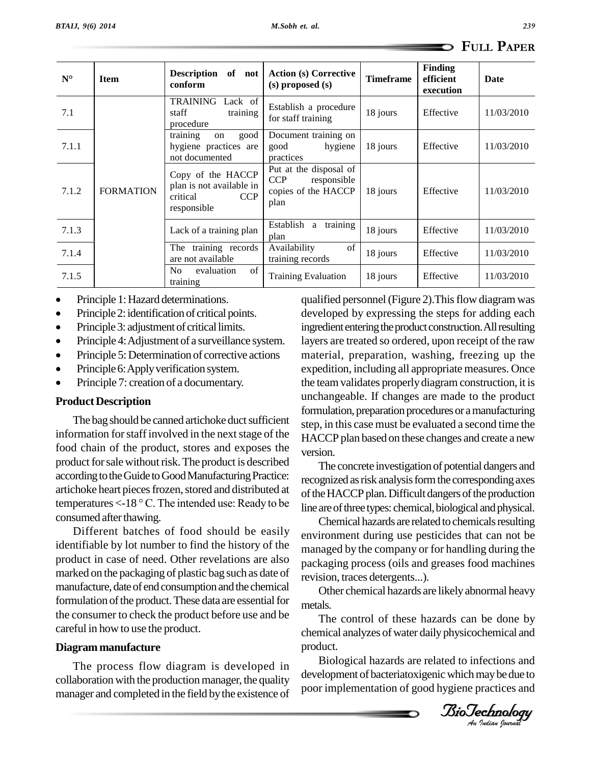| N° | Item | Description of not conform | Action (s) Corrective (s) proposed (s) | Timeframe | Finding efficient execution | Date |
|---|---|---|---|---|---|---|
| 7.1 | FORMATION | TRAINING Lack of staff training procedure | Establish a procedure for staff training | 18 jours | Effective | 11/03/2010 |
| 7.1.1 | | training on good hygiene practices are not documented | Document training on good hygiene practices | 18 jours | Effective | 11/03/2010 |
| 7.1.2 | | Copy of the HACCP plan is not available in critical CCP responsible | Put at the disposal of CCP responsible copies of the HACCP plan | 18 jours | Effective | 11/03/2010 |
| 7.1.3 | | Lack of a training plan | Establish a training plan | 18 jours | Effective | 11/03/2010 |
| 7.1.4 | | The training records are not available | Availability of training records | 18 jours | Effective | 11/03/2010 |
| 7.1.5 | | No evaluation of training | Training Evaluation | 18 jours | Effective | 11/03/2010 |

- Principle 1: Hazard determinations.
- Principle 2: identification of critical points.
- Principle 3: adjustment of critical limits.
- Principle 4: Adjustment of a surveillance system.
- Principle 5: Determination of corrective actions
- Principle 6: Apply verification system.
- Principle 7: creation of a documentary.

## Product Description

The bag should be canned artichoke duct sufficient information for staff involved in the next stage of the food chain of the product, stores and exposes the product for sale without risk. The product is described according to the Guide to Good Manufacturing Practice: artichoke heart pieces frozen, stored and distributed at temperatures <-18 ° C. The intended use: Ready to be consumed after thawing.

Different batches of food should be easily identifiable by lot number to find the history of the product in case of need. Other revelations are also marked on the packaging of plastic bag such as date of manufacture, date of end consumption and the chemical formulation of the product. These data are essential for the consumer to check the product before use and be careful in how to use the product.

## Diagram manufacture

The process flow diagram is developed in collaboration with the production manager, the quality manager and completed in the field by the existence of qualified personnel (Figure 2).This flow diagram was developed by expressing the steps for adding each ingredient entering the product construction. All resulting layers are treated so ordered, upon receipt of the raw material, preparation, washing, freezing up the expedition, including all appropriate measures. Once the team validates properly diagram construction, it is unchangeable. If changes are made to the product formulation, preparation procedures or a manufacturing step, in this case must be evaluated a second time the HACCP plan based on these changes and create a new version.

The concrete investigation of potential dangers and recognized as risk analysis form the corresponding axes of the HACCP plan. Difficult dangers of the production line are of three types: chemical, biological and physical.

Chemical hazards are related to chemicals resulting environment during use pesticides that can not be managed by the company or for handling during the packaging process (oils and greases food machines revision, traces detergents...).

Other chemical hazards are likely abnormal heavy metals.

The control of these hazards can be done by chemical analyzes of water daily physicochemical and product.

Biological hazards are related to infections and development of bacteriatoxigenic which may be due to poor implementation of good hygiene practices and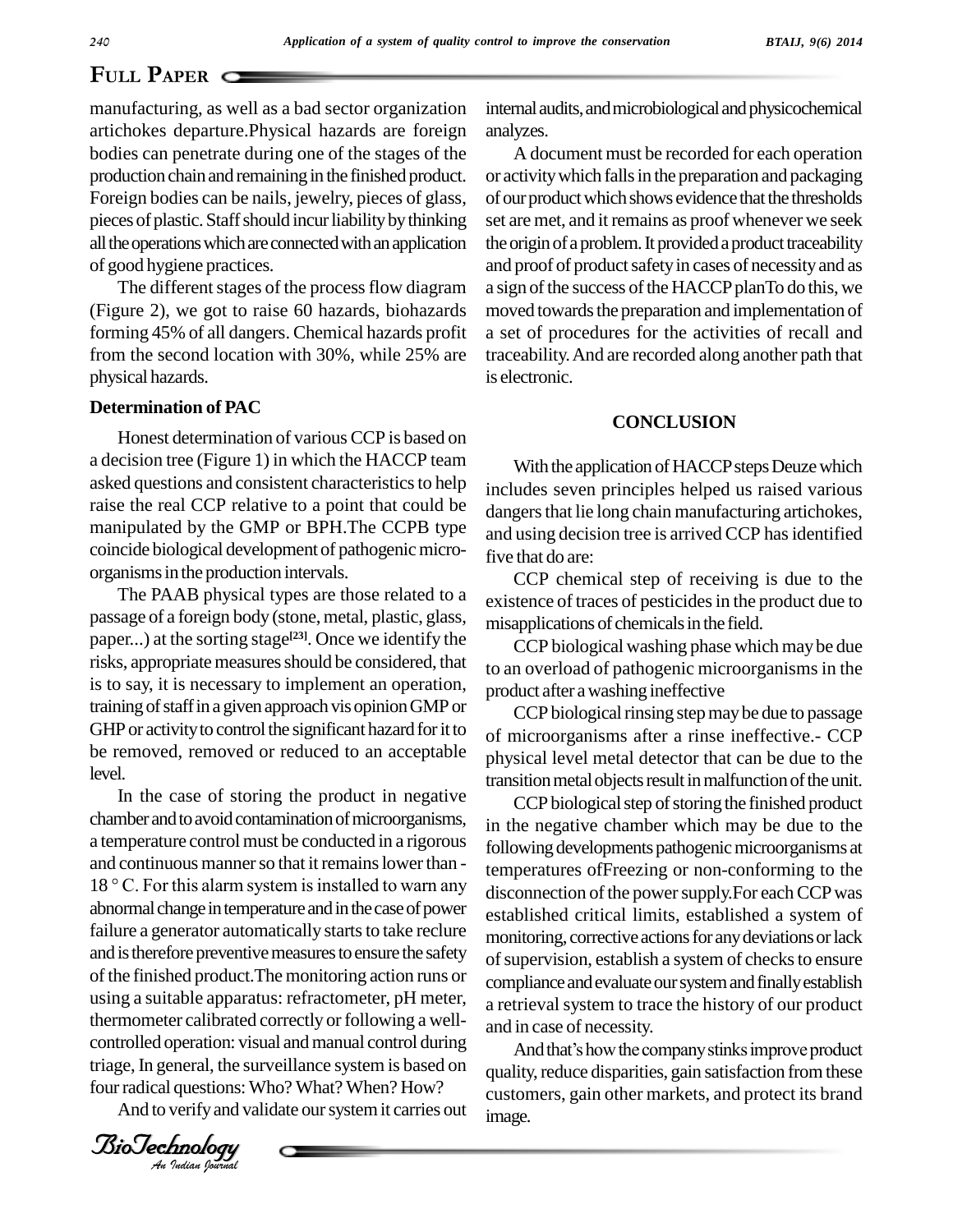manufacturing, as well as a bad sector organization artichokes departure.Physical hazards are foreign bodies can penetrate during one of the stages of the production chain and remaining in the finished product. Foreign bodies can be nails, jewelry, pieces of glass, pieces of plastic. Staff should incur liability by thinking all the operations which are connected with an application of good hygiene practices.

The different stages of the process flow diagram (Figure 2), we got to raise 60 hazards, biohazards forming 45% of all dangers. Chemical hazards profit from the second location with 30%, while 25% are physical hazards.

**Determination of PAC**

Honest determination of various CCP is based on a decision tree (Figure 1) in which the HACCP team asked questions and consistent characteristics to help raise the real CCP relative to a point that could be manipulated by the GMP or BPH.The CCPB type coincide biological development of pathogenic micro-organisms in the production intervals.

The PAAB physical types are those related to a passage of a foreign body (stone, metal, plastic, glass, paper...) at the sorting stage[23]. Once we identify the risks, appropriate measures should be considered, that is to say, it is necessary to implement an operation, training of staff in a given approach vis opinion GMP or GHP or activity to control the significant hazard for it to be removed, removed or reduced to an acceptable level.

In the case of storing the product in negative chamber and to avoid contamination of microorganisms, a temperature control must be conducted in a rigorous and continuous manner so that it remains lower than - 18 ° C. For this alarm system is installed to warn any abnormal change in temperature and in the case of power failure a generator automatically starts to take reclure and is therefore preventive measures to ensure the safety of the finished product.The monitoring action runs or using a suitable apparatus: refractometer, pH meter, thermometer calibrated correctly or following a well-controlled operation: visual and manual control during triage, In general, the surveillance system is based on four radical questions: Who? What? When? How?

And to verify and validate our system it carries out internal audits, and microbiological and physicochemical analyzes.

A document must be recorded for each operation or activity which falls in the preparation and packaging of our product which shows evidence that the thresholds set are met, and it remains as proof whenever we seek the origin of a problem. It provided a product traceability and proof of product safety in cases of necessity and as a sign of the success of the HACCP planTo do this, we moved towards the preparation and implementation of a set of procedures for the activities of recall and traceability. And are recorded along another path that is electronic.

## CONCLUSION

With the application of HACCP steps Deuze which includes seven principles helped us raised various dangers that lie long chain manufacturing artichokes, and using decision tree is arrived CCP has identified five that do are:

CCP chemical step of receiving is due to the existence of traces of pesticides in the product due to misapplications of chemicals in the field.

CCP biological washing phase which may be due to an overload of pathogenic microorganisms in the product after a washing ineffective

CCP biological rinsing step may be due to passage of microorganisms after a rinse ineffective.- CCP physical level metal detector that can be due to the transition metal objects result in malfunction of the unit.

CCP biological step of storing the finished product in the negative chamber which may be due to the following developments pathogenic microorganisms at temperatures ofFreezing or non-conforming to the disconnection of the power supply.For each CCP was established critical limits, established a system of monitoring, corrective actions for any deviations or lack of supervision, establish a system of checks to ensure compliance and evaluate our system and finally establish a retrieval system to trace the history of our product and in case of necessity.

And that's how the company stinks improve product quality, reduce disparities, gain satisfaction from these customers, gain other markets, and protect its brand image.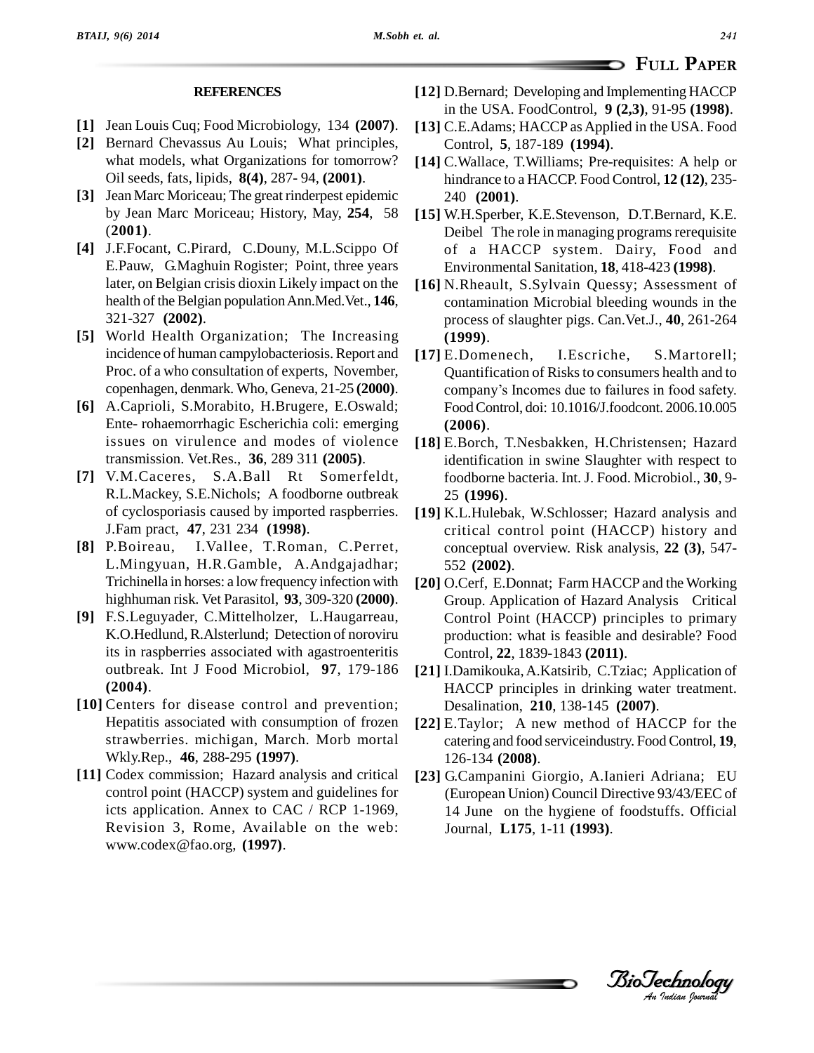## REFERENCES

**[1]** Jean Louis Cuq; Food Microbiology, 134 **(2007)**.

**[2]** Bernard Chevassus Au Louis; What principles, what models, what Organizations for tomorrow? Oil seeds, fats, lipids, **8(4)**, 287- 94, **(2001)**.

**[3]** Jean Marc Moriceau; The great rinderpest epidemic by Jean Marc Moriceau; History, May, **254**, 58 (**2001)**.

**[4]** J.F.Focant, C.Pirard, C.Douny, M.L.Scippo Of E.Pauw, G.Maghuin Rogister; Point, three years later, on Belgian crisis dioxin Likely impact on the health of the Belgian population Ann.Med.Vet., **146**, 321-327 **(2002)**.

**[5]** World Health Organization; The Increasing incidence of human campylobacteriosis. Report and Proc. of a who consultation of experts, November, copenhagen, denmark. Who, Geneva, 21-25 **(2000)**.

**[6]** A.Caprioli, S.Morabito, H.Brugere, E.Oswald; Ente- rohaemorrhagic Escherichia coli: emerging issues on virulence and modes of violence transmission. Vet.Res., **36**, 289 311 **(2005)**.

**[7]** V.M.Caceres, S.A.Ball Rt Somerfeldt, R.L.Mackey, S.E.Nichols; A foodborne outbreak of cyclosporiasis caused by imported raspberries. J.Fam pract, **47**, 231 234 **(1998)**.

**[8]** P.Boireau, I.Vallee, T.Roman, C.Perret, L.Mingyuan, H.R.Gamble, A.Andgajadhar; Trichinella in horses: a low frequency infection with highhuman risk. Vet Parasitol, **93**, 309-320 **(2000)**.

**[9]** F.S.Leguyader, C.Mittelholzer, L.Haugarreau, K.O.Hedlund, R.Alsterlund; Detection of noroviru its in raspberries associated with agastroenteritis outbreak. Int J Food Microbiol, **97**, 179-186 **(2004)**.

**[10]** Centers for disease control and prevention; Hepatitis associated with consumption of frozen strawberries. michigan, March. Morb mortal Wkly.Rep., **46**, 288-295 **(1997)**.

**[11]** Codex commission; Hazard analysis and critical control point (HACCP) system and guidelines for icts application. Annex to CAC / RCP 1-1969, Revision 3, Rome, Available on the web: www.codex@fao.org, **(1997)**.

**[12]** D.Bernard; Developing and Implementing HACCP in the USA. FoodControl, **9 (2,3)**, 91-95 **(1998)**.

**[13]** C.E.Adams; HACCP as Applied in the USA. Food Control, **5**, 187-189 **(1994)**.

**[14]** C.Wallace, T.Williams; Pre-requisites: A help or hindrance to a HACCP. Food Control, **12 (12)**, 235-240 **(2001)**.

**[15]** W.H.Sperber, K.E.Stevenson, D.T.Bernard, K.E. Deibel The role in managing programs rerequisite of a HACCP system. Dairy, Food and Environmental Sanitation, **18**, 418-423 **(1998)**.

**[16]** N.Rheault, S.Sylvain Quessy; Assessment of contamination Microbial bleeding wounds in the process of slaughter pigs. Can.Vet.J., **40**, 261-264 **(1999)**.

**[17]** E.Domenech, I.Escriche, S.Martorell; Quantification of Risks to consumers health and to company's Incomes due to failures in food safety. Food Control, doi: 10.1016/J.foodcont. 2006.10.005 **(2006)**.

**[18]** E.Borch, T.Nesbakken, H.Christensen; Hazard identification in swine Slaughter with respect to foodborne bacteria. Int. J. Food. Microbiol., **30**, 9-25 **(1996)**.

**[19]** K.L.Hulebak, W.Schlosser; Hazard analysis and critical control point (HACCP) history and conceptual overview. Risk analysis, **22 (3)**, 547-552 **(2002)**.

**[20]** O.Cerf, E.Donnat; Farm HACCP and the Working Group. Application of Hazard Analysis Critical Control Point (HACCP) principles to primary production: what is feasible and desirable? Food Control, **22**, 1839-1843 **(2011)**.

**[21]** I.Damikouka, A.Katsirib, C.Tziac; Application of HACCP principles in drinking water treatment. Desalination, **210**, 138-145 **(2007)**.

**[22]** E.Taylor; A new method of HACCP for the catering and food serviceindustry. Food Control, **19**, 126-134 **(2008)**.

**[23]** G.Campanini Giorgio, A.Ianieri Adriana; EU (European Union) Council Directive 93/43/EEC of 14 June on the hygiene of foodstuffs. Official Journal, **L175**, 1-11 **(1993)**.